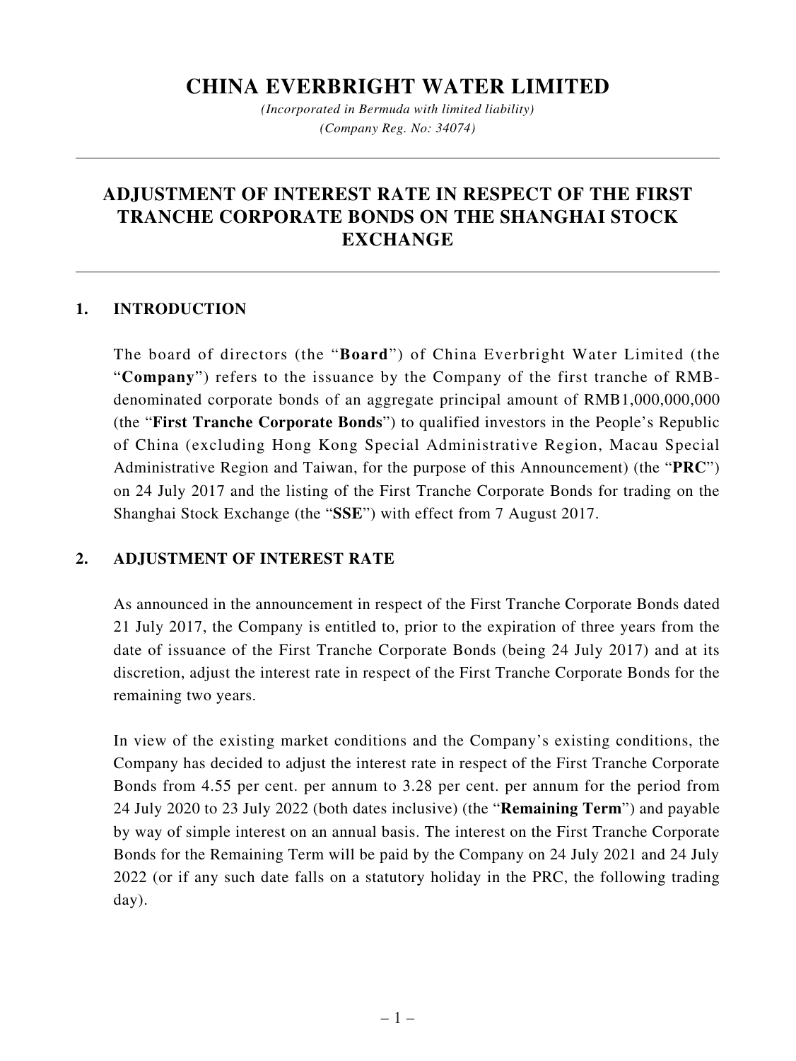# CHINA EVERBRIGHT WATER LIMITED

*(Incorporated in Bermuda with limited liability)*
*(Company Reg. No: 34074)*

---

## ADJUSTMENT OF INTEREST RATE IN RESPECT OF THE FIRST TRANCHE CORPORATE BONDS ON THE SHANGHAI STOCK EXCHANGE

---

### 1. INTRODUCTION

The board of directors (the "**Board**") of China Everbright Water Limited (the "**Company**") refers to the issuance by the Company of the first tranche of RMB-denominated corporate bonds of an aggregate principal amount of RMB1,000,000,000 (the "**First Tranche Corporate Bonds**") to qualified investors in the People's Republic of China (excluding Hong Kong Special Administrative Region, Macau Special Administrative Region and Taiwan, for the purpose of this Announcement) (the "**PRC**") on 24 July 2017 and the listing of the First Tranche Corporate Bonds for trading on the Shanghai Stock Exchange (the "**SSE**") with effect from 7 August 2017.

### 2. ADJUSTMENT OF INTEREST RATE

As announced in the announcement in respect of the First Tranche Corporate Bonds dated 21 July 2017, the Company is entitled to, prior to the expiration of three years from the date of issuance of the First Tranche Corporate Bonds (being 24 July 2017) and at its discretion, adjust the interest rate in respect of the First Tranche Corporate Bonds for the remaining two years.

In view of the existing market conditions and the Company's existing conditions, the Company has decided to adjust the interest rate in respect of the First Tranche Corporate Bonds from 4.55 per cent. per annum to 3.28 per cent. per annum for the period from 24 July 2020 to 23 July 2022 (both dates inclusive) (the "**Remaining Term**") and payable by way of simple interest on an annual basis. The interest on the First Tranche Corporate Bonds for the Remaining Term will be paid by the Company on 24 July 2021 and 24 July 2022 (or if any such date falls on a statutory holiday in the PRC, the following trading day).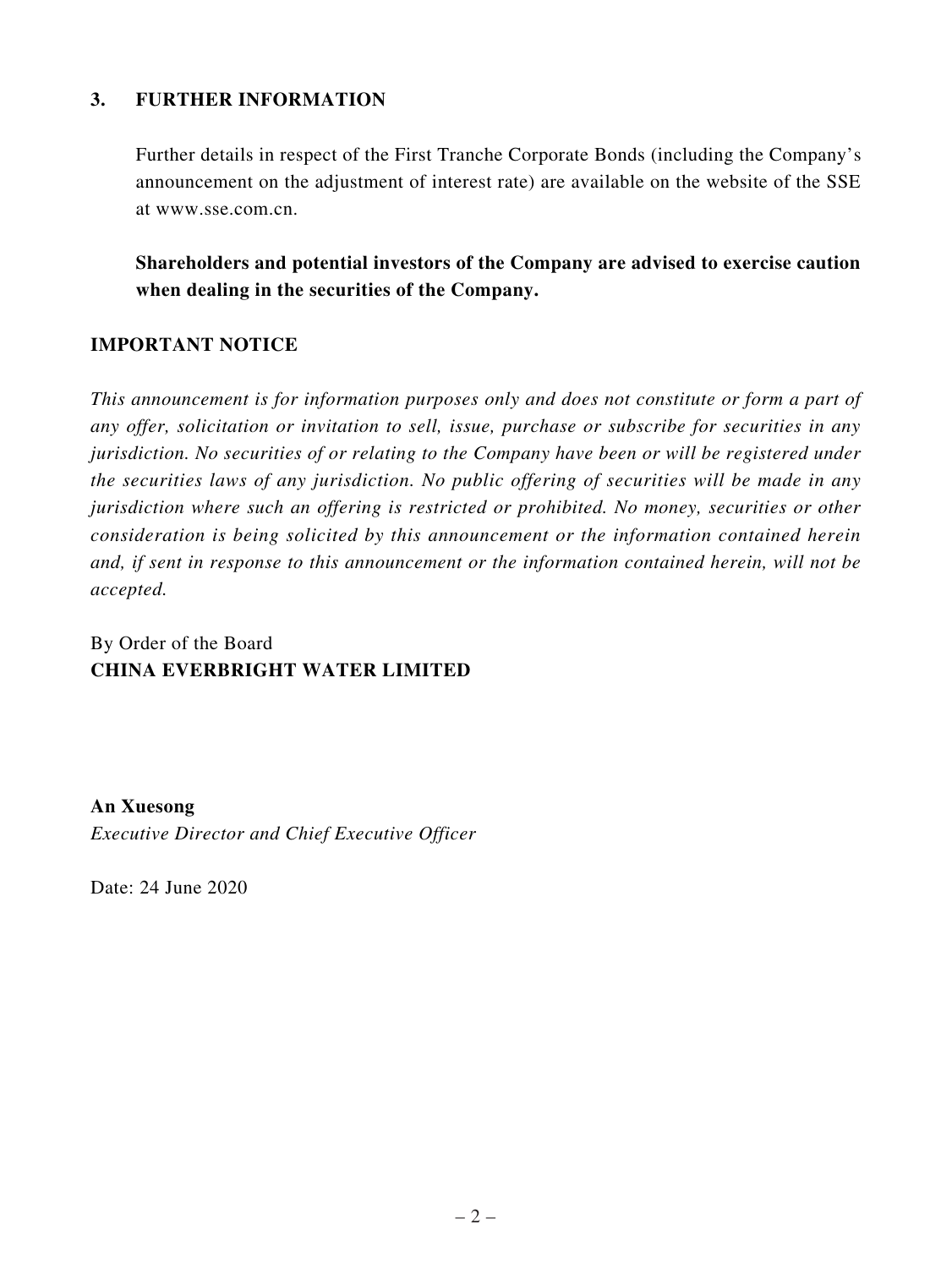## 3. FURTHER INFORMATION

Further details in respect of the First Tranche Corporate Bonds (including the Company's announcement on the adjustment of interest rate) are available on the website of the SSE at www.sse.com.cn.

**Shareholders and potential investors of the Company are advised to exercise caution when dealing in the securities of the Company.**

## IMPORTANT NOTICE

*This announcement is for information purposes only and does not constitute or form a part of any offer, solicitation or invitation to sell, issue, purchase or subscribe for securities in any jurisdiction. No securities of or relating to the Company have been or will be registered under the securities laws of any jurisdiction. No public offering of securities will be made in any jurisdiction where such an offering is restricted or prohibited. No money, securities or other consideration is being solicited by this announcement or the information contained herein and, if sent in response to this announcement or the information contained herein, will not be accepted.*

By Order of the Board
**CHINA EVERBRIGHT WATER LIMITED**

**An Xuesong**
*Executive Director and Chief Executive Officer*

Date: 24 June 2020